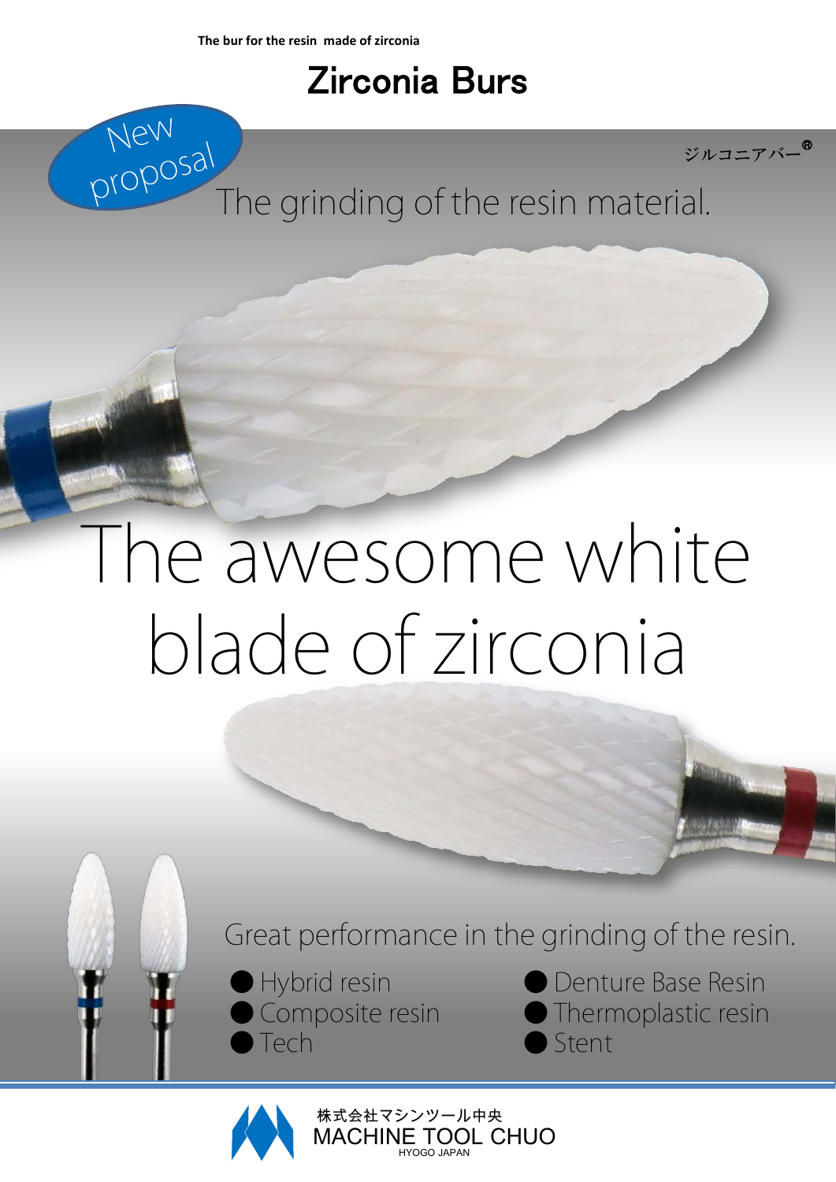The bur for the resin made of zirconia

# Zirconia Burs

New proposal

ジルコニアバー®

The grinding of the resin material.

# The awesome white blade of zirconia

Great performance in the grinding of the resin.

- Hybrid resin
- Composite resin
- Tech
- Denture Base Resin
- Thermoplastic resin
- Stent

株式会社マシンツール中央
MACHINE TOOL CHUO
HYOGO JAPAN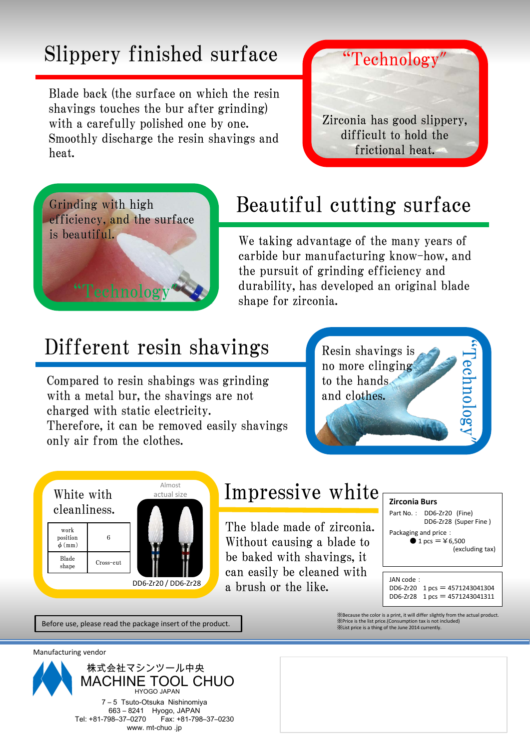# Slippery finished surface

Blade back (the surface on which the resin shavings touches the bur after grinding) with a carefully polished one by one. Smoothly discharge the resin shavings and heat.

"Technology"

Zirconia has good slippery, difficult to hold the frictional heat.

Grinding with high efficiency, and the surface is beautiful.

"Technology"

# Beautiful cutting surface

We taking advantage of the many years of carbide bur manufacturing know-how, and the pursuit of grinding efficiency and durability, has developed an original blade shape for zirconia.

# Different resin shavings

Compared to resin shabings was grinding with a metal bur, the shavings are not charged with static electricity.
Therefore, it can be removed easily shavings only air from the clothes.

Resin shavings is no more clinging to the hands and clothes.

"Technology"

White with cleanliness.

| | |
|---|---|
| work position φ (mm) | 6 |
| Blade shape | Cross-cut |

Almost actual size

DD6-Zr20 / DD6-Zr28

# Impressive white

The blade made of zirconia. Without causing a blade to be baked with shavings, it can easily be cleaned with a brush or the like.

**Zirconia Burs**

Part No. : DD6-Zr20 (Fine)
DD6-Zr28 (Super Fine )

Packaging and price :
● 1 pcs ＝￥6,500
(excluding tax)

JAN code :
DD6-Zr20 1 pcs ＝ 4571243041304
DD6-Zr28 1 pcs ＝ 4571243041311

Before use, please read the package insert of the product.

※Because the color is a print, it will differ slightly from the actual product.
※Price is the list price.(Consumption tax is not included)
※List price is a thing of the June 2014 currently.

Manufacturing vendor

株式会社マシンツール中央
MACHINE TOOL CHUO
HYOGO JAPAN

7－5 Tsuto-Otsuka Nishinomiya
663－8241 Hyogo, JAPAN
Tel: +81-798–37–0270 Fax: +81-798–37–0230
www. mt-chuo .jp